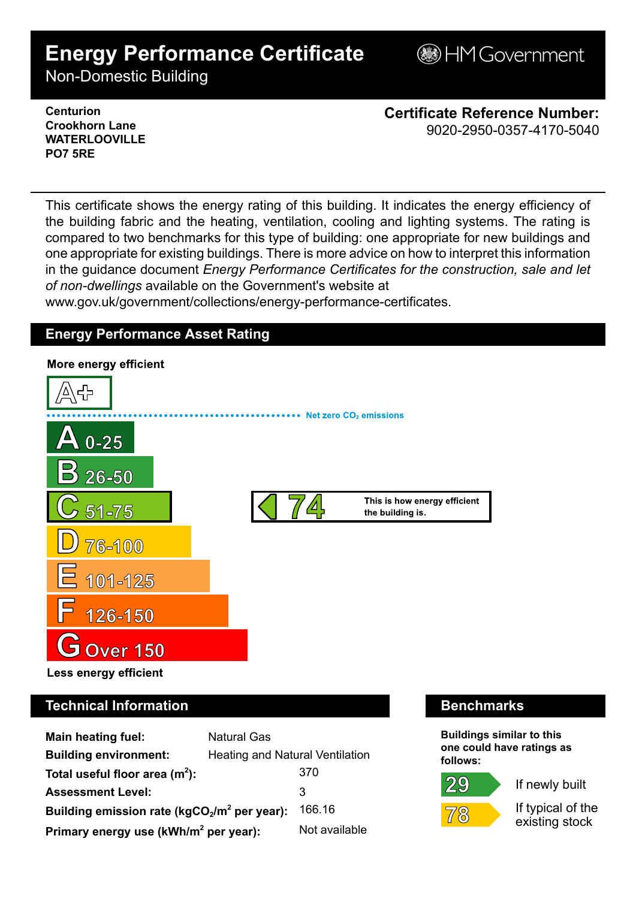# Energy Performance Certificate

Non-Domestic Building

HM Government

**Centurion**
**Crookhorn Lane**
**WATERLOOVILLE**
**PO7 5RE**

**Certificate Reference Number:**
9020-2950-0357-4170-5040

This certificate shows the energy rating of this building. It indicates the energy efficiency of the building fabric and the heating, ventilation, cooling and lighting systems. The rating is compared to two benchmarks for this type of building: one appropriate for new buildings and one appropriate for existing buildings. There is more advice on how to interpret this information in the guidance document *Energy Performance Certificates for the construction, sale and let of non-dwellings* available on the Government's website at www.gov.uk/government/collections/energy-performance-certificates.

## Energy Performance Asset Rating

**More energy efficient**

- A+
- Net zero $CO_2$ emissions
- A 0-25
- B 26-50
- C 51-75 — **74** This is how energy efficient the building is.
- D 76-100
- E 101-125
- F 126-150
- G Over 150

**Less energy efficient**

## Technical Information

| | |
|---|---|
| **Main heating fuel:** | Natural Gas |
| **Building environment:** | Heating and Natural Ventilation |
| **Total useful floor area ($m^2$):** | 370 |
| **Assessment Level:** | 3 |
| **Building emission rate ($kgCO_2/m^2$ per year):** | 166.16 |
| **Primary energy use ($kWh/m^2$ per year):** | Not available |

## Benchmarks

**Buildings similar to this one could have ratings as follows:**

| | |
|---|---|
| 29 | If newly built |
| 78 | If typical of the existing stock |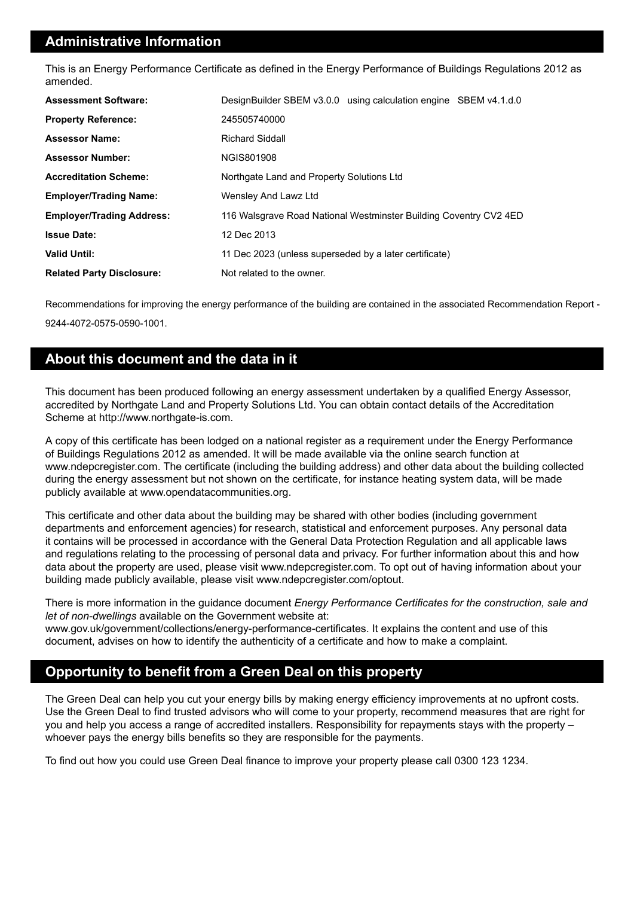## Administrative Information

This is an Energy Performance Certificate as defined in the Energy Performance of Buildings Regulations 2012 as amended.

| | |
|---|---|
| **Assessment Software:** | DesignBuilder SBEM v3.0.0 using calculation engine SBEM v4.1.d.0 |
| **Property Reference:** | 245505740000 |
| **Assessor Name:** | Richard Siddall |
| **Assessor Number:** | NGIS801908 |
| **Accreditation Scheme:** | Northgate Land and Property Solutions Ltd |
| **Employer/Trading Name:** | Wensley And Lawz Ltd |
| **Employer/Trading Address:** | 116 Walsgrave Road National Westminster Building Coventry CV2 4ED |
| **Issue Date:** | 12 Dec 2013 |
| **Valid Until:** | 11 Dec 2023 (unless superseded by a later certificate) |
| **Related Party Disclosure:** | Not related to the owner. |

Recommendations for improving the energy performance of the building are contained in the associated Recommendation Report - 9244-4072-0575-0590-1001.

## About this document and the data in it

This document has been produced following an energy assessment undertaken by a qualified Energy Assessor, accredited by Northgate Land and Property Solutions Ltd. You can obtain contact details of the Accreditation Scheme at http://www.northgate-is.com.

A copy of this certificate has been lodged on a national register as a requirement under the Energy Performance of Buildings Regulations 2012 as amended. It will be made available via the online search function at www.ndepcregister.com. The certificate (including the building address) and other data about the building collected during the energy assessment but not shown on the certificate, for instance heating system data, will be made publicly available at www.opendatacommunities.org.

This certificate and other data about the building may be shared with other bodies (including government departments and enforcement agencies) for research, statistical and enforcement purposes. Any personal data it contains will be processed in accordance with the General Data Protection Regulation and all applicable laws and regulations relating to the processing of personal data and privacy. For further information about this and how data about the property are used, please visit www.ndepcregister.com. To opt out of having information about your building made publicly available, please visit www.ndepcregister.com/optout.

There is more information in the guidance document *Energy Performance Certificates for the construction, sale and let of non-dwellings* available on the Government website at: www.gov.uk/government/collections/energy-performance-certificates. It explains the content and use of this document, advises on how to identify the authenticity of a certificate and how to make a complaint.

## Opportunity to benefit from a Green Deal on this property

The Green Deal can help you cut your energy bills by making energy efficiency improvements at no upfront costs. Use the Green Deal to find trusted advisors who will come to your property, recommend measures that are right for you and help you access a range of accredited installers. Responsibility for repayments stays with the property – whoever pays the energy bills benefits so they are responsible for the payments.

To find out how you could use Green Deal finance to improve your property please call 0300 123 1234.